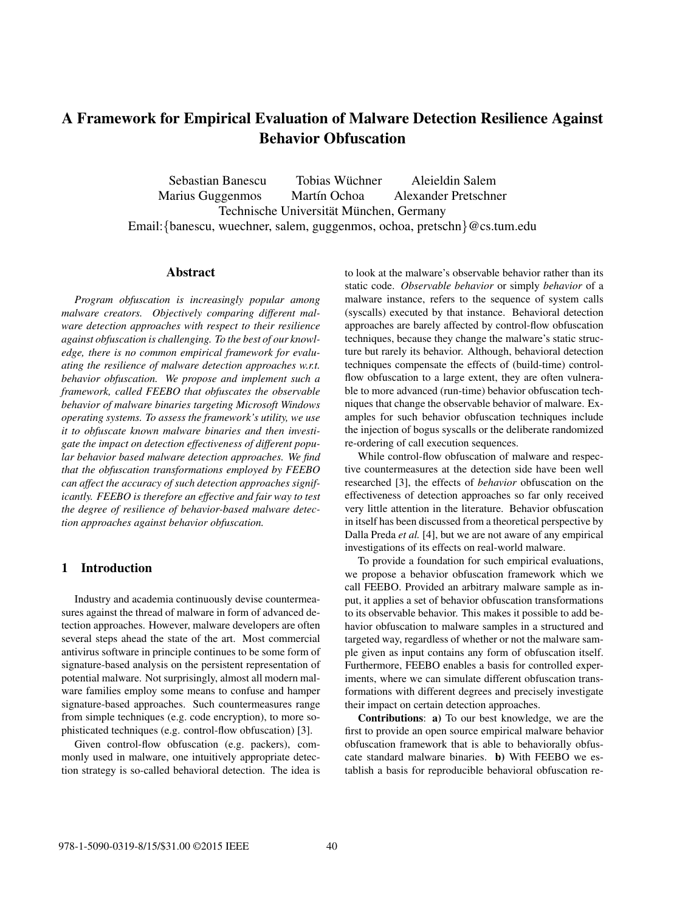# A Framework for Empirical Evaluation of Malware Detection Resilience Against Behavior Obfuscation

Sebastian Banescu Tobias Wüchner Aleieldin Salem
Marius Guggenmos Martín Ochoa Alexander Pretschner
Technische Universität München, Germany
Email:{banescu, wuechner, salem, guggenmos, ochoa, pretschn}@cs.tum.edu

## Abstract

*Program obfuscation is increasingly popular among malware creators. Objectively comparing different malware detection approaches with respect to their resilience against obfuscation is challenging. To the best of our knowledge, there is no common empirical framework for evaluating the resilience of malware detection approaches w.r.t. behavior obfuscation. We propose and implement such a framework, called FEEBO that obfuscates the observable behavior of malware binaries targeting Microsoft Windows operating systems. To assess the framework's utility, we use it to obfuscate known malware binaries and then investigate the impact on detection effectiveness of different popular behavior based malware detection approaches. We find that the obfuscation transformations employed by FEEBO can affect the accuracy of such detection approaches significantly. FEEBO is therefore an effective and fair way to test the degree of resilience of behavior-based malware detection approaches against behavior obfuscation.*

## 1 Introduction

Industry and academia continuously devise countermeasures against the thread of malware in form of advanced detection approaches. However, malware developers are often several steps ahead the state of the art. Most commercial antivirus software in principle continues to be some form of signature-based analysis on the persistent representation of potential malware. Not surprisingly, almost all modern malware families employ some means to confuse and hamper signature-based approaches. Such countermeasures range from simple techniques (e.g. code encryption), to more sophisticated techniques (e.g. control-flow obfuscation) [3].

Given control-flow obfuscation (e.g. packers), commonly used in malware, one intuitively appropriate detection strategy is so-called behavioral detection. The idea is to look at the malware's observable behavior rather than its static code. *Observable behavior* or simply *behavior* of a malware instance, refers to the sequence of system calls (syscalls) executed by that instance. Behavioral detection approaches are barely affected by control-flow obfuscation techniques, because they change the malware's static structure but rarely its behavior. Although, behavioral detection techniques compensate the effects of (build-time) control-flow obfuscation to a large extent, they are often vulnerable to more advanced (run-time) behavior obfuscation techniques that change the observable behavior of malware. Examples for such behavior obfuscation techniques include the injection of bogus syscalls or the deliberate randomized re-ordering of call execution sequences.

While control-flow obfuscation of malware and respective countermeasures at the detection side have been well researched [3], the effects of *behavior* obfuscation on the effectiveness of detection approaches so far only received very little attention in the literature. Behavior obfuscation in itself has been discussed from a theoretical perspective by Dalla Preda *et al.* [4], but we are not aware of any empirical investigations of its effects on real-world malware.

To provide a foundation for such empirical evaluations, we propose a behavior obfuscation framework which we call FEEBO. Provided an arbitrary malware sample as input, it applies a set of behavior obfuscation transformations to its observable behavior. This makes it possible to add behavior obfuscation to malware samples in a structured and targeted way, regardless of whether or not the malware sample given as input contains any form of obfuscation itself. Furthermore, FEEBO enables a basis for controlled experiments, where we can simulate different obfuscation transformations with different degrees and precisely investigate their impact on certain detection approaches.

**Contributions**: **a)** To our best knowledge, we are the first to provide an open source empirical malware behavior obfuscation framework that is able to behaviorally obfuscate standard malware binaries. **b)** With FEEBO we establish a basis for reproducible behavioral obfuscation re-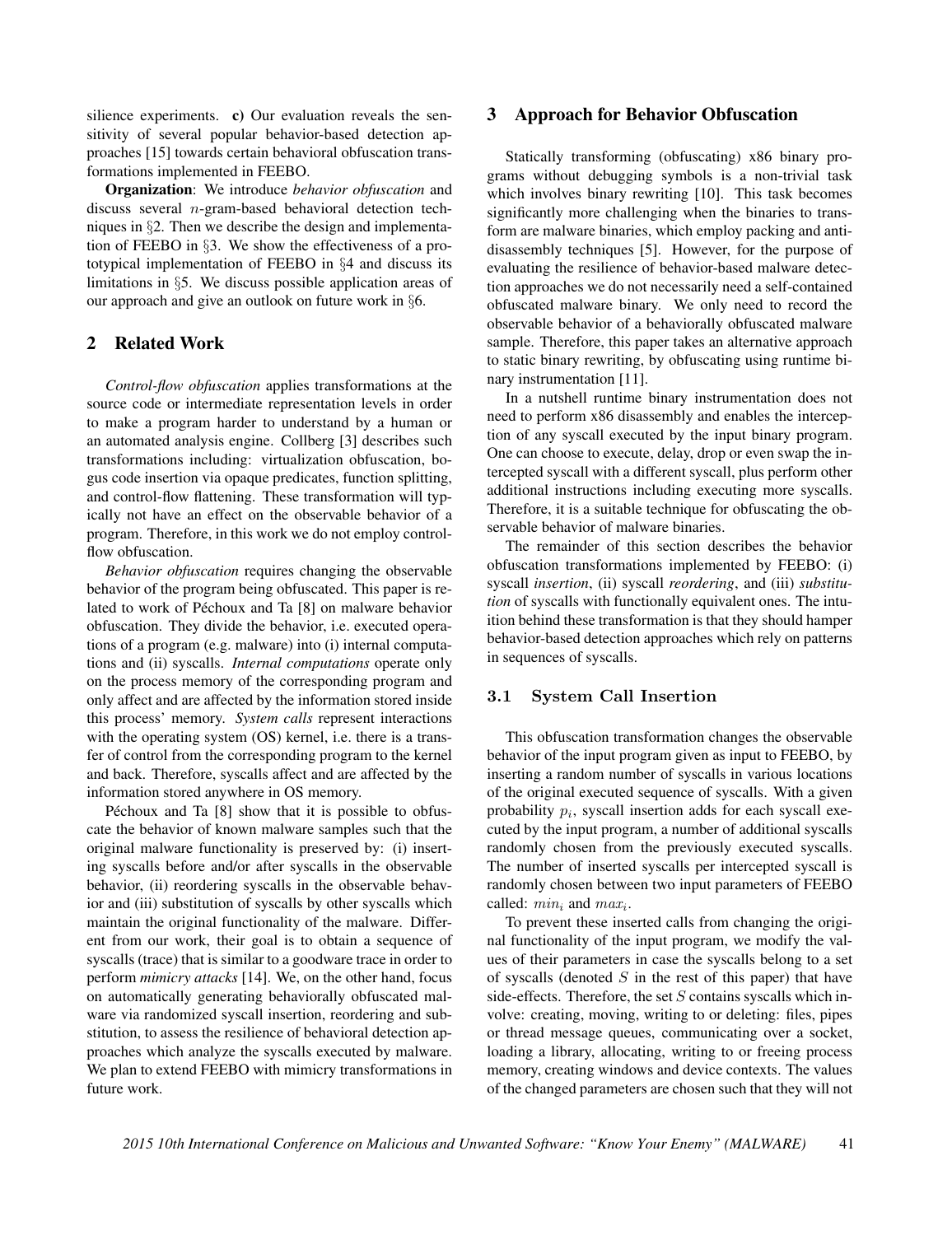silience experiments. **c)** Our evaluation reveals the sensitivity of several popular behavior-based detection approaches [15] towards certain behavioral obfuscation transformations implemented in FEEBO.

**Organization**: We introduce *behavior obfuscation* and discuss several $n$-gram-based behavioral detection techniques in §2. Then we describe the design and implementation of FEEBO in §3. We show the effectiveness of a prototypical implementation of FEEBO in §4 and discuss its limitations in §5. We discuss possible application areas of our approach and give an outlook on future work in §6.

## 2 Related Work

*Control-flow obfuscation* applies transformations at the source code or intermediate representation levels in order to make a program harder to understand by a human or an automated analysis engine. Collberg [3] describes such transformations including: virtualization obfuscation, bogus code insertion via opaque predicates, function splitting, and control-flow flattening. These transformation will typically not have an effect on the observable behavior of a program. Therefore, in this work we do not employ control-flow obfuscation.

*Behavior obfuscation* requires changing the observable behavior of the program being obfuscated. This paper is related to work of Péchoux and Ta [8] on malware behavior obfuscation. They divide the behavior, i.e. executed operations of a program (e.g. malware) into (i) internal computations and (ii) syscalls. *Internal computations* operate only on the process memory of the corresponding program and only affect and are affected by the information stored inside this process' memory. *System calls* represent interactions with the operating system (OS) kernel, i.e. there is a transfer of control from the corresponding program to the kernel and back. Therefore, syscalls affect and are affected by the information stored anywhere in OS memory.

Péchoux and Ta [8] show that it is possible to obfuscate the behavior of known malware samples such that the original malware functionality is preserved by: (i) inserting syscalls before and/or after syscalls in the observable behavior, (ii) reordering syscalls in the observable behavior and (iii) substitution of syscalls by other syscalls which maintain the original functionality of the malware. Different from our work, their goal is to obtain a sequence of syscalls (trace) that is similar to a goodware trace in order to perform *mimicry attacks* [14]. We, on the other hand, focus on automatically generating behaviorally obfuscated malware via randomized syscall insertion, reordering and substitution, to assess the resilience of behavioral detection approaches which analyze the syscalls executed by malware. We plan to extend FEEBO with mimicry transformations in future work.

## 3 Approach for Behavior Obfuscation

Statically transforming (obfuscating) x86 binary programs without debugging symbols is a non-trivial task which involves binary rewriting [10]. This task becomes significantly more challenging when the binaries to transform are malware binaries, which employ packing and anti-disassembly techniques [5]. However, for the purpose of evaluating the resilience of behavior-based malware detection approaches we do not necessarily need a self-contained obfuscated malware binary. We only need to record the observable behavior of a behaviorally obfuscated malware sample. Therefore, this paper takes an alternative approach to static binary rewriting, by obfuscating using runtime binary instrumentation [11].

In a nutshell runtime binary instrumentation does not need to perform x86 disassembly and enables the interception of any syscall executed by the input binary program. One can choose to execute, delay, drop or even swap the intercepted syscall with a different syscall, plus perform other additional instructions including executing more syscalls. Therefore, it is a suitable technique for obfuscating the observable behavior of malware binaries.

The remainder of this section describes the behavior obfuscation transformations implemented by FEEBO: (i) syscall *insertion*, (ii) syscall *reordering*, and (iii) *substitution* of syscalls with functionally equivalent ones. The intuition behind these transformation is that they should hamper behavior-based detection approaches which rely on patterns in sequences of syscalls.

### 3.1 System Call Insertion

This obfuscation transformation changes the observable behavior of the input program given as input to FEEBO, by inserting a random number of syscalls in various locations of the original executed sequence of syscalls. With a given probability $p_i$, syscall insertion adds for each syscall executed by the input program, a number of additional syscalls randomly chosen from the previously executed syscalls. The number of inserted syscalls per intercepted syscall is randomly chosen between two input parameters of FEEBO called: $min_i$ and $max_i$.

To prevent these inserted calls from changing the original functionality of the input program, we modify the values of their parameters in case the syscalls belong to a set of syscalls (denoted $S$ in the rest of this paper) that have side-effects. Therefore, the set $S$ contains syscalls which involve: creating, moving, writing to or deleting: files, pipes or thread message queues, communicating over a socket, loading a library, allocating, writing to or freeing process memory, creating windows and device contexts. The values of the changed parameters are chosen such that they will not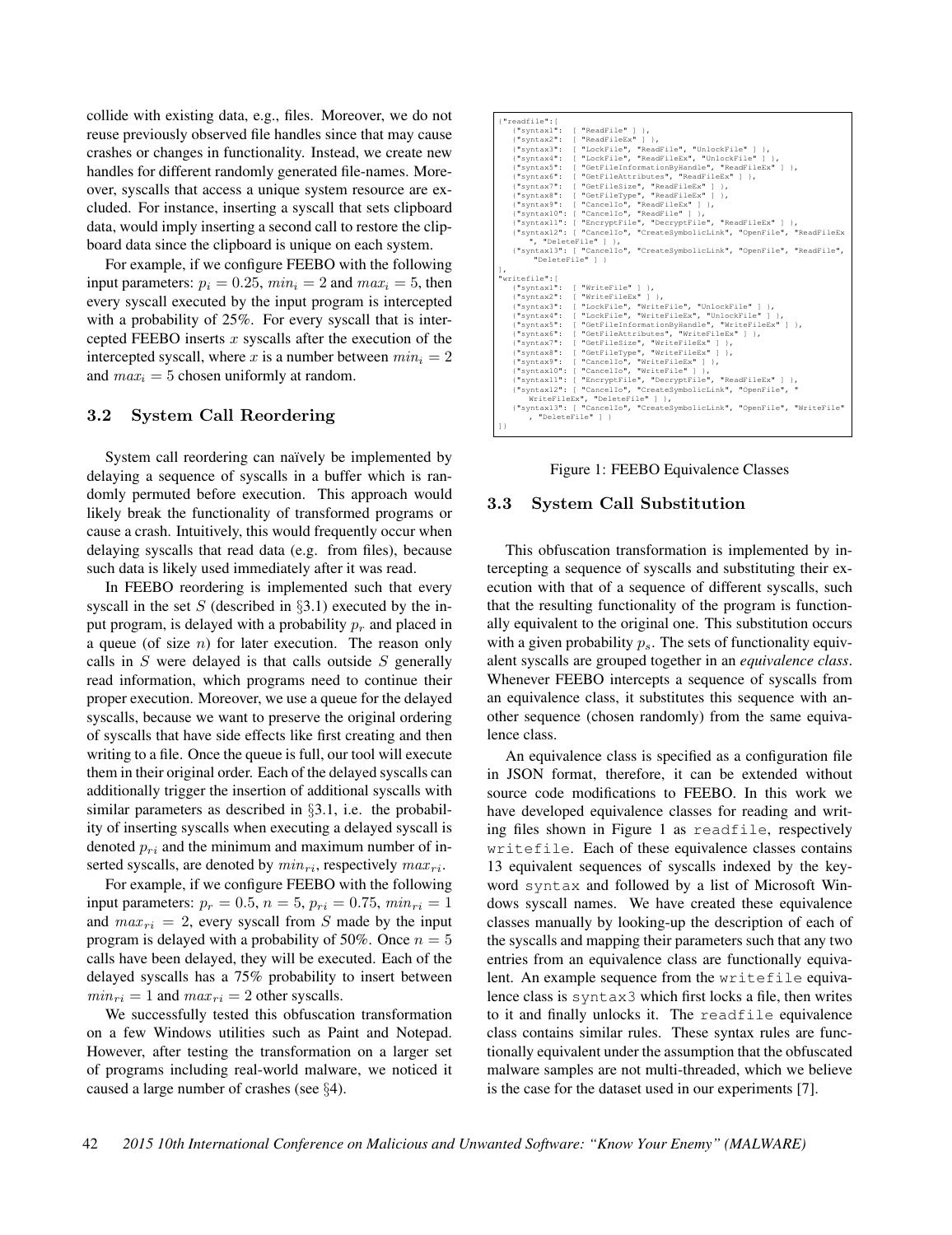collide with existing data, e.g., files. Moreover, we do not reuse previously observed file handles since that may cause crashes or changes in functionality. Instead, we create new handles for different randomly generated file-names. Moreover, syscalls that access a unique system resource are excluded. For instance, inserting a syscall that sets clipboard data, would imply inserting a second call to restore the clipboard data since the clipboard is unique on each system.

For example, if we configure FEEBO with the following input parameters: $p_i = 0.25$, $min_i = 2$ and $max_i = 5$, then every syscall executed by the input program is intercepted with a probability of 25%. For every syscall that is intercepted FEEBO inserts $x$ syscalls after the execution of the intercepted syscall, where $x$ is a number between $min_i = 2$ and $max_i = 5$ chosen uniformly at random.

### 3.2 System Call Reordering

System call reordering can naïvely be implemented by delaying a sequence of syscalls in a buffer which is randomly permuted before execution. This approach would likely break the functionality of transformed programs or cause a crash. Intuitively, this would frequently occur when delaying syscalls that read data (e.g. from files), because such data is likely used immediately after it was read.

In FEEBO reordering is implemented such that every syscall in the set $S$ (described in §3.1) executed by the input program, is delayed with a probability $p_r$ and placed in a queue (of size $n$) for later execution. The reason only calls in $S$ were delayed is that calls outside $S$ generally read information, which programs need to continue their proper execution. Moreover, we use a queue for the delayed syscalls, because we want to preserve the original ordering of syscalls that have side effects like first creating and then writing to a file. Once the queue is full, our tool will execute them in their original order. Each of the delayed syscalls can additionally trigger the insertion of additional syscalls with similar parameters as described in §3.1, i.e. the probability of inserting syscalls when executing a delayed syscall is denoted $p_{ri}$ and the minimum and maximum number of inserted syscalls, are denoted by $min_{ri}$, respectively $max_{ri}$.

For example, if we configure FEEBO with the following input parameters: $p_r = 0.5$, $n = 5$, $p_{ri} = 0.75$, $min_{ri} = 1$ and $max_{ri} = 2$, every syscall from $S$ made by the input program is delayed with a probability of 50%. Once $n = 5$ calls have been delayed, they will be executed. Each of the delayed syscalls has a 75% probability to insert between $min_{ri} = 1$ and $max_{ri} = 2$ other syscalls.

We successfully tested this obfuscation transformation on a few Windows utilities such as Paint and Notepad. However, after testing the transformation on a larger set of programs including real-world malware, we noticed it caused a large number of crashes (see §4).

```
{"readfile":[
   {"syntax1":  [ "ReadFile" ] },
   {"syntax2":  [ "ReadFileEx" ] },
   {"syntax3":  [ "LockFile", "ReadFile", "UnlockFile" ] },
   {"syntax4":  [ "LockFile", "ReadFileEx", "UnlockFile" ] },
   {"syntax5":  [ "GetFileInformationByHandle", "ReadFileEx" ] },
   {"syntax6":  [ "GetFileAttributes", "ReadFileEx" ] },
   {"syntax7":  [ "GetFileSize", "ReadFileEx" ] },
   {"syntax8":  [ "GetFileType", "ReadFileEx" ] },
   {"syntax9":  [ "CancelIo", "ReadFileEx" ] },
   {"syntax10": [ "CancelIo", "ReadFile" ] },
   {"syntax11": [ "EncryptFile", "DecryptFile", "ReadFileEx" ] },
   {"syntax12": [ "CancelIo", "CreateSymbolicLink", "OpenFile", "ReadFileEx
       ", "DeleteFile" ] },
   {"syntax13": [ "CancelIo", "CreateSymbolicLink", "OpenFile", "ReadFile",
       "DeleteFile" ] }
],
"writefile":[
   {"syntax1":  [ "WriteFile" ] },
   {"syntax2":  [ "WriteFileEx" ] },
   {"syntax3":  [ "LockFile", "WriteFile", "UnlockFile" ] },
   {"syntax4":  [ "LockFile", "WriteFileEx", "UnlockFile" ] },
   {"syntax5":  [ "GetFileInformationByHandle", "WriteFileEx" ] },
   {"syntax6":  [ "GetFileAttributes", "WriteFileEx" ] },
   {"syntax7":  [ "GetFileSize", "WriteFileEx" ] },
   {"syntax8":  [ "GetFileType", "WriteFileEx" ] },
   {"syntax9":  [ "CancelIo", "WriteFileEx" ] },
   {"syntax10": [ "CancelIo", "WriteFile" ] },
   {"syntax11": [ "EncryptFile", "DecryptFile", "ReadFileEx" ] },
   {"syntax12": [ "CancelIo", "CreateSymbolicLink", "OpenFile", "
       WriteFileEx", "DeleteFile" ] },
   {"syntax13": [ "CancelIo", "CreateSymbolicLink", "OpenFile", "WriteFile"
       , "DeleteFile" ] }
]}
```

Figure 1: FEEBO Equivalence Classes

### 3.3 System Call Substitution

This obfuscation transformation is implemented by intercepting a sequence of syscalls and substituting their execution with that of a sequence of different syscalls, such that the resulting functionality of the program is functionally equivalent to the original one. This substitution occurs with a given probability $p_s$. The sets of functionality equivalent syscalls are grouped together in an *equivalence class*. Whenever FEEBO intercepts a sequence of syscalls from an equivalence class, it substitutes this sequence with another sequence (chosen randomly) from the same equivalence class.

An equivalence class is specified as a configuration file in JSON format, therefore, it can be extended without source code modifications to FEEBO. In this work we have developed equivalence classes for reading and writing files shown in Figure 1 as `readfile`, respectively `writefile`. Each of these equivalence classes contains 13 equivalent sequences of syscalls indexed by the keyword `syntax` and followed by a list of Microsoft Windows syscall names. We have created these equivalence classes manually by looking-up the description of each of the syscalls and mapping their parameters such that any two entries from an equivalence class are functionally equivalent. An example sequence from the `writefile` equivalence class is `syntax3` which first locks a file, then writes to it and finally unlocks it. The `readfile` equivalence class contains similar rules. These syntax rules are functionally equivalent under the assumption that the obfuscated malware samples are not multi-threaded, which we believe is the case for the dataset used in our experiments [7].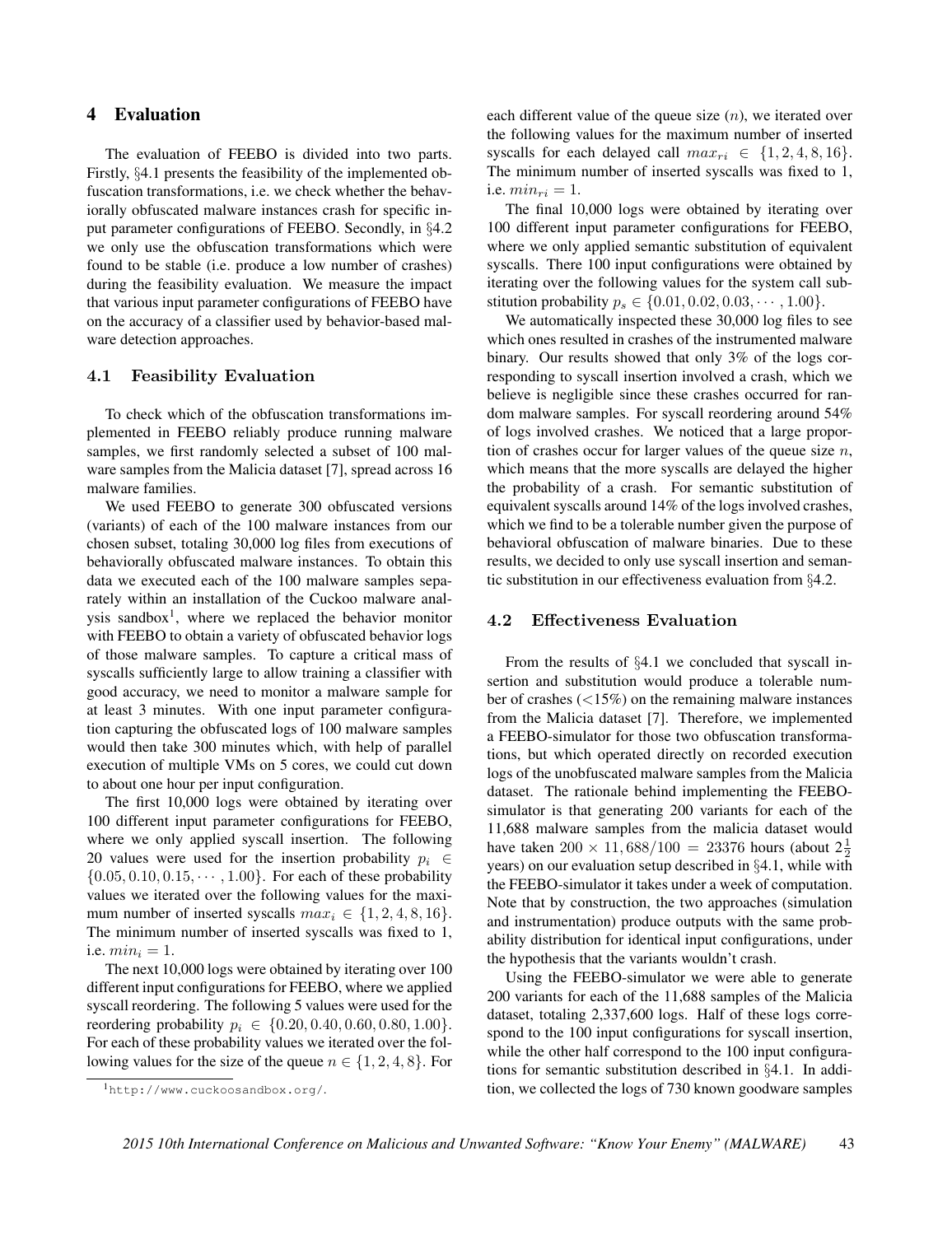## 4 Evaluation

The evaluation of FEEBO is divided into two parts. Firstly, §4.1 presents the feasibility of the implemented obfuscation transformations, i.e. we check whether the behaviorally obfuscated malware instances crash for specific input parameter configurations of FEEBO. Secondly, in §4.2 we only use the obfuscation transformations which were found to be stable (i.e. produce a low number of crashes) during the feasibility evaluation. We measure the impact that various input parameter configurations of FEEBO have on the accuracy of a classifier used by behavior-based malware detection approaches.

### 4.1 Feasibility Evaluation

To check which of the obfuscation transformations implemented in FEEBO reliably produce running malware samples, we first randomly selected a subset of 100 malware samples from the Malicia dataset [7], spread across 16 malware families.

We used FEEBO to generate 300 obfuscated versions (variants) of each of the 100 malware instances from our chosen subset, totaling 30,000 log files from executions of behaviorally obfuscated malware instances. To obtain this data we executed each of the 100 malware samples separately within an installation of the Cuckoo malware analysis sandbox[1], where we replaced the behavior monitor with FEEBO to obtain a variety of obfuscated behavior logs of those malware samples. To capture a critical mass of syscalls sufficiently large to allow training a classifier with good accuracy, we need to monitor a malware sample for at least 3 minutes. With one input parameter configuration capturing the obfuscated logs of 100 malware samples would then take 300 minutes which, with help of parallel execution of multiple VMs on 5 cores, we could cut down to about one hour per input configuration.

The first 10,000 logs were obtained by iterating over 100 different input parameter configurations for FEEBO, where we only applied syscall insertion. The following 20 values were used for the insertion probability $p_i \in \{0.05, 0.10, 0.15, \cdots, 1.00\}$. For each of these probability values we iterated over the following values for the maximum number of inserted syscalls $max_i \in \{1, 2, 4, 8, 16\}$. The minimum number of inserted syscalls was fixed to 1, i.e. $min_i = 1$.

The next 10,000 logs were obtained by iterating over 100 different input configurations for FEEBO, where we applied syscall reordering. The following 5 values were used for the reordering probability $p_i \in \{0.20, 0.40, 0.60, 0.80, 1.00\}$. For each of these probability values we iterated over the following values for the size of the queue $n \in \{1, 2, 4, 8\}$. For each different value of the queue size ($n$), we iterated over the following values for the maximum number of inserted syscalls for each delayed call $max_{ri} \in \{1, 2, 4, 8, 16\}$. The minimum number of inserted syscalls was fixed to 1, i.e. $min_{ri} = 1$.

The final 10,000 logs were obtained by iterating over 100 different input parameter configurations for FEEBO, where we only applied semantic substitution of equivalent syscalls. There 100 input configurations were obtained by iterating over the following values for the system call substitution probability $p_s \in \{0.01, 0.02, 0.03, \cdots, 1.00\}$.

We automatically inspected these 30,000 log files to see which ones resulted in crashes of the instrumented malware binary. Our results showed that only 3% of the logs corresponding to syscall insertion involved a crash, which we believe is negligible since these crashes occurred for random malware samples. For syscall reordering around 54% of logs involved crashes. We noticed that a large proportion of crashes occur for larger values of the queue size $n$, which means that the more syscalls are delayed the higher the probability of a crash. For semantic substitution of equivalent syscalls around 14% of the logs involved crashes, which we find to be a tolerable number given the purpose of behavioral obfuscation of malware binaries. Due to these results, we decided to only use syscall insertion and semantic substitution in our effectiveness evaluation from §4.2.

### 4.2 Effectiveness Evaluation

From the results of §4.1 we concluded that syscall insertion and substitution would produce a tolerable number of crashes (<15%) on the remaining malware instances from the Malicia dataset [7]. Therefore, we implemented a FEEBO-simulator for those two obfuscation transformations, but which operated directly on recorded execution logs of the unobfuscated malware samples from the Malicia dataset. The rationale behind implementing the FEEBO-simulator is that generating 200 variants for each of the 11,688 malware samples from the malicia dataset would have taken $200 \times 11,688/100 = 23376$ hours (about $2\frac{1}{2}$ years) on our evaluation setup described in §4.1, while with the FEEBO-simulator it takes under a week of computation. Note that by construction, the two approaches (simulation and instrumentation) produce outputs with the same probability distribution for identical input configurations, under the hypothesis that the variants wouldn't crash.

Using the FEEBO-simulator we were able to generate 200 variants for each of the 11,688 samples of the Malicia dataset, totaling 2,337,600 logs. Half of these logs correspond to the 100 input configurations for syscall insertion, while the other half correspond to the 100 input configurations for semantic substitution described in §4.1. In addition, we collected the logs of 730 known goodware samples

[1] http://www.cuckoosandbox.org/.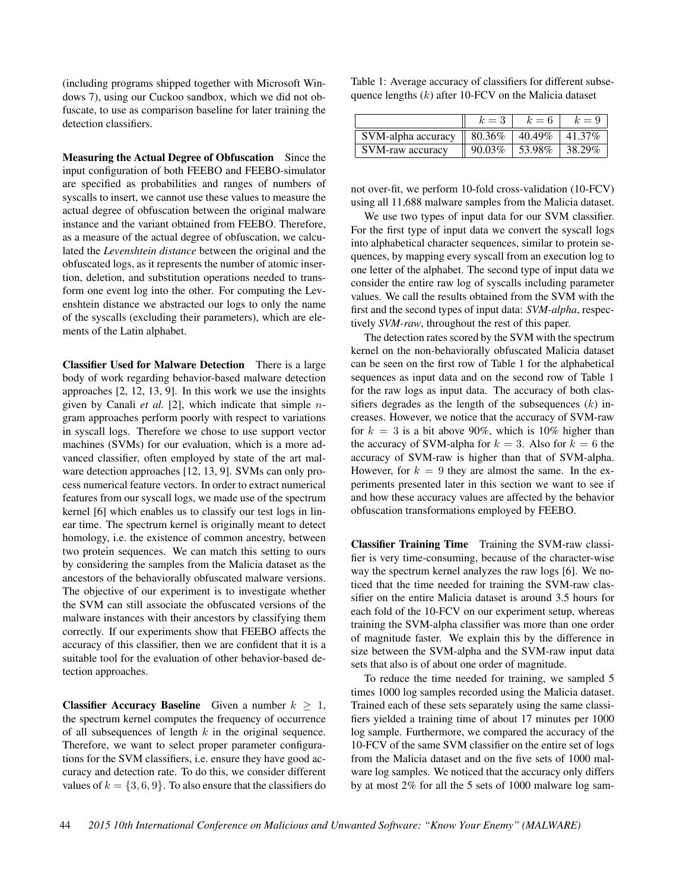(including programs shipped together with Microsoft Windows 7), using our Cuckoo sandbox, which we did not obfuscate, to use as comparison baseline for later training the detection classifiers.

**Measuring the Actual Degree of Obfuscation** Since the input configuration of both FEEBO and FEEBO-simulator are specified as probabilities and ranges of numbers of syscalls to insert, we cannot use these values to measure the actual degree of obfuscation between the original malware instance and the variant obtained from FEEBO. Therefore, as a measure of the actual degree of obfuscation, we calculated the *Levenshtein distance* between the original and the obfuscated logs, as it represents the number of atomic insertion, deletion, and substitution operations needed to transform one event log into the other. For computing the Levenshtein distance we abstracted our logs to only the name of the syscalls (excluding their parameters), which are elements of the Latin alphabet.

**Classifier Used for Malware Detection** There is a large body of work regarding behavior-based malware detection approaches [2, 12, 13, 9]. In this work we use the insights given by Canali *et al.* [2], which indicate that simple $n$-gram approaches perform poorly with respect to variations in syscall logs. Therefore we chose to use support vector machines (SVMs) for our evaluation, which is a more advanced classifier, often employed by state of the art malware detection approaches [12, 13, 9]. SVMs can only process numerical feature vectors. In order to extract numerical features from our syscall logs, we made use of the spectrum kernel [6] which enables us to classify our test logs in linear time. The spectrum kernel is originally meant to detect homology, i.e. the existence of common ancestry, between two protein sequences. We can match this setting to ours by considering the samples from the Malicia dataset as the ancestors of the behaviorally obfuscated malware versions. The objective of our experiment is to investigate whether the SVM can still associate the obfuscated versions of the malware instances with their ancestors by classifying them correctly. If our experiments show that FEEBO affects the accuracy of this classifier, then we are confident that it is a suitable tool for the evaluation of other behavior-based detection approaches.

**Classifier Accuracy Baseline** Given a number $k \geq 1$, the spectrum kernel computes the frequency of occurrence of all subsequences of length $k$ in the original sequence. Therefore, we want to select proper parameter configurations for the SVM classifiers, i.e. ensure they have good accuracy and detection rate. To do this, we consider different values of $k = \{3, 6, 9\}$. To also ensure that the classifiers do not over-fit, we perform 10-fold cross-validation (10-FCV) using all 11,688 malware samples from the Malicia dataset.

Table 1: Average accuracy of classifiers for different subsequence lengths ($k$) after 10-FCV on the Malicia dataset

| | $k = 3$ | $k = 6$ | $k = 9$ |
|---|---|---|---|
| SVM-alpha accuracy | 80.36% | 40.49% | 41.37% |
| SVM-raw accuracy | 90.03% | 53.98% | 38.29% |

We use two types of input data for our SVM classifier. For the first type of input data we convert the syscall logs into alphabetical character sequences, similar to protein sequences, by mapping every syscall from an execution log to one letter of the alphabet. The second type of input data we consider the entire raw log of syscalls including parameter values. We call the results obtained from the SVM with the first and the second types of input data: *SVM-alpha*, respectively *SVM-raw*, throughout the rest of this paper.

The detection rates scored by the SVM with the spectrum kernel on the non-behaviorally obfuscated Malicia dataset can be seen on the first row of Table 1 for the alphabetical sequences as input data and on the second row of Table 1 for the raw logs as input data. The accuracy of both classifiers degrades as the length of the subsequences ($k$) increases. However, we notice that the accuracy of SVM-raw for $k = 3$ is a bit above 90%, which is 10% higher than the accuracy of SVM-alpha for $k = 3$. Also for $k = 6$ the accuracy of SVM-raw is higher than that of SVM-alpha. However, for $k = 9$ they are almost the same. In the experiments presented later in this section we want to see if and how these accuracy values are affected by the behavior obfuscation transformations employed by FEEBO.

**Classifier Training Time** Training the SVM-raw classifier is very time-consuming, because of the character-wise way the spectrum kernel analyzes the raw logs [6]. We noticed that the time needed for training the SVM-raw classifier on the entire Malicia dataset is around 3.5 hours for each fold of the 10-FCV on our experiment setup, whereas training the SVM-alpha classifier was more than one order of magnitude faster. We explain this by the difference in size between the SVM-alpha and the SVM-raw input data sets that also is of about one order of magnitude.

To reduce the time needed for training, we sampled 5 times 1000 log samples recorded using the Malicia dataset. Trained each of these sets separately using the same classifiers yielded a training time of about 17 minutes per 1000 log sample. Furthermore, we compared the accuracy of the 10-FCV of the same SVM classifier on the entire set of logs from the Malicia dataset and on the five sets of 1000 malware log samples. We noticed that the accuracy only differs by at most 2% for all the 5 sets of 1000 malware log sam-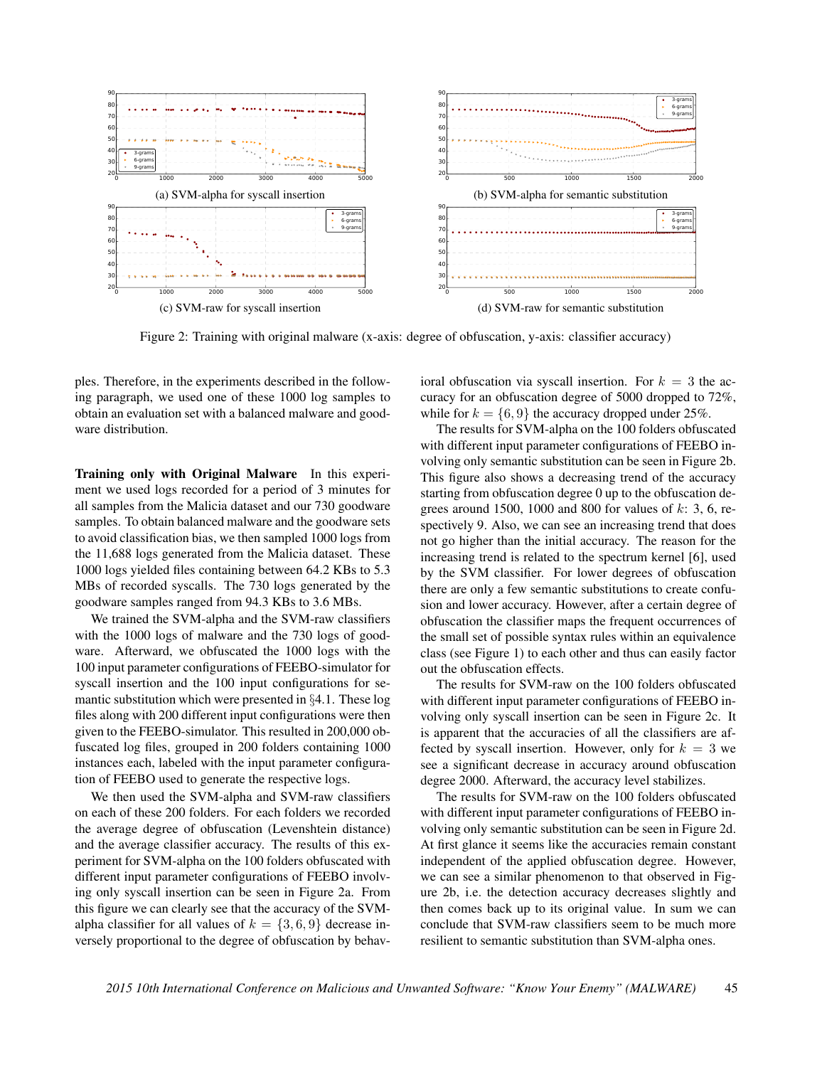(a) SVM-alpha for syscall insertion

(b) SVM-alpha for semantic substitution

(c) SVM-raw for syscall insertion

(d) SVM-raw for semantic substitution

Figure 2: Training with original malware (x-axis: degree of obfuscation, y-axis: classifier accuracy)

ples. Therefore, in the experiments described in the following paragraph, we used one of these 1000 log samples to obtain an evaluation set with a balanced malware and goodware distribution.

**Training only with Original Malware** In this experiment we used logs recorded for a period of 3 minutes for all samples from the Malicia dataset and our 730 goodware samples. To obtain balanced malware and the goodware sets to avoid classification bias, we then sampled 1000 logs from the 11,688 logs generated from the Malicia dataset. These 1000 logs yielded files containing between 64.2 KBs to 5.3 MBs of recorded syscalls. The 730 logs generated by the goodware samples ranged from 94.3 KBs to 3.6 MBs.

We trained the SVM-alpha and the SVM-raw classifiers with the 1000 logs of malware and the 730 logs of goodware. Afterward, we obfuscated the 1000 logs with the 100 input parameter configurations of FEEBO-simulator for syscall insertion and the 100 input configurations for semantic substitution which were presented in §4.1. These log files along with 200 different input configurations were then given to the FEEBO-simulator. This resulted in 200,000 obfuscated log files, grouped in 200 folders containing 1000 instances each, labeled with the input parameter configuration of FEEBO used to generate the respective logs.

We then used the SVM-alpha and SVM-raw classifiers on each of these 200 folders. For each folders we recorded the average degree of obfuscation (Levenshtein distance) and the average classifier accuracy. The results of this experiment for SVM-alpha on the 100 folders obfuscated with different input parameter configurations of FEEBO involving only syscall insertion can be seen in Figure 2a. From this figure we can clearly see that the accuracy of the SVM-alpha classifier for all values of $k = \{3, 6, 9\}$ decrease inversely proportional to the degree of obfuscation by behavioral obfuscation via syscall insertion. For $k = 3$ the accuracy for an obfuscation degree of 5000 dropped to 72%, while for $k = \{6, 9\}$ the accuracy dropped under 25%.

The results for SVM-alpha on the 100 folders obfuscated with different input parameter configurations of FEEBO involving only semantic substitution can be seen in Figure 2b. This figure also shows a decreasing trend of the accuracy starting from obfuscation degree 0 up to the obfuscation degrees around 1500, 1000 and 800 for values of $k$: 3, 6, respectively 9. Also, we can see an increasing trend that does not go higher than the initial accuracy. The reason for the increasing trend is related to the spectrum kernel [6], used by the SVM classifier. For lower degrees of obfuscation there are only a few semantic substitutions to create confusion and lower accuracy. However, after a certain degree of obfuscation the classifier maps the frequent occurrences of the small set of possible syntax rules within an equivalence class (see Figure 1) to each other and thus can easily factor out the obfuscation effects.

The results for SVM-raw on the 100 folders obfuscated with different input parameter configurations of FEEBO involving only syscall insertion can be seen in Figure 2c. It is apparent that the accuracies of all the classifiers are affected by syscall insertion. However, only for $k = 3$ we see a significant decrease in accuracy around obfuscation degree 2000. Afterward, the accuracy level stabilizes.

The results for SVM-raw on the 100 folders obfuscated with different input parameter configurations of FEEBO involving only semantic substitution can be seen in Figure 2d. At first glance it seems like the accuracies remain constant independent of the applied obfuscation degree. However, we can see a similar phenomenon to that observed in Figure 2b, i.e. the detection accuracy decreases slightly and then comes back up to its original value. In sum we can conclude that SVM-raw classifiers seem to be much more resilient to semantic substitution than SVM-alpha ones.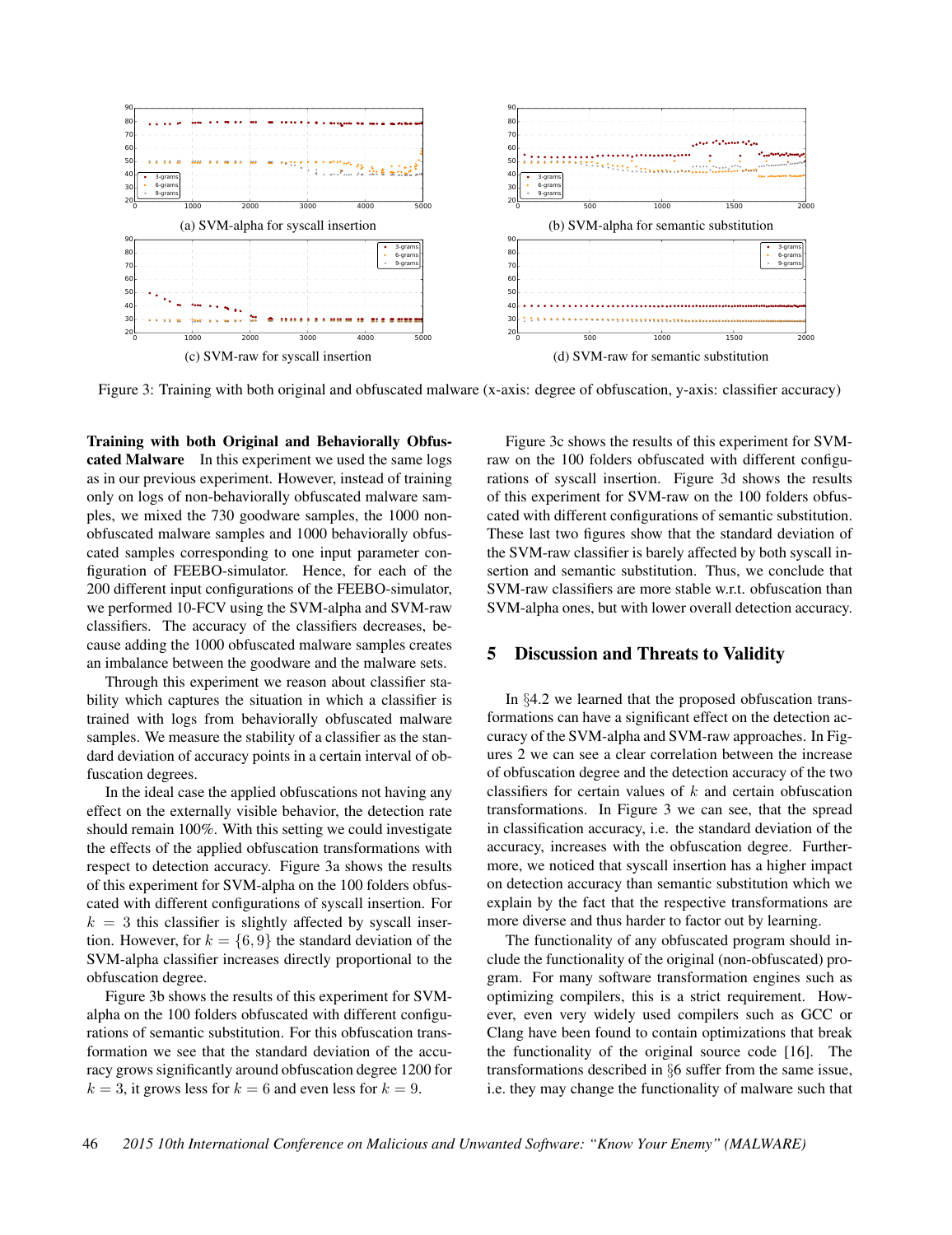(a) SVM-alpha for syscall insertion

(b) SVM-alpha for semantic substitution

(c) SVM-raw for syscall insertion

(d) SVM-raw for semantic substitution

Figure 3: Training with both original and obfuscated malware (x-axis: degree of obfuscation, y-axis: classifier accuracy)

**Training with both Original and Behaviorally Obfuscated Malware** In this experiment we used the same logs as in our previous experiment. However, instead of training only on logs of non-behaviorally obfuscated malware samples, we mixed the 730 goodware samples, the 1000 non-obfuscated malware samples and 1000 behaviorally obfuscated samples corresponding to one input parameter configuration of FEEBO-simulator. Hence, for each of the 200 different input configurations of the FEEBO-simulator, we performed 10-FCV using the SVM-alpha and SVM-raw classifiers. The accuracy of the classifiers decreases, because adding the 1000 obfuscated malware samples creates an imbalance between the goodware and the malware sets.

Through this experiment we reason about classifier stability which captures the situation in which a classifier is trained with logs from behaviorally obfuscated malware samples. We measure the stability of a classifier as the standard deviation of accuracy points in a certain interval of obfuscation degrees.

In the ideal case the applied obfuscations not having any effect on the externally visible behavior, the detection rate should remain 100%. With this setting we could investigate the effects of the applied obfuscation transformations with respect to detection accuracy. Figure 3a shows the results of this experiment for SVM-alpha on the 100 folders obfuscated with different configurations of syscall insertion. For $k = 3$ this classifier is slightly affected by syscall insertion. However, for $k = \{6, 9\}$ the standard deviation of the SVM-alpha classifier increases directly proportional to the obfuscation degree.

Figure 3b shows the results of this experiment for SVM-alpha on the 100 folders obfuscated with different configurations of semantic substitution. For this obfuscation transformation we see that the standard deviation of the accuracy grows significantly around obfuscation degree 1200 for $k = 3$, it grows less for $k = 6$ and even less for $k = 9$.

Figure 3c shows the results of this experiment for SVM-raw on the 100 folders obfuscated with different configurations of syscall insertion. Figure 3d shows the results of this experiment for SVM-raw on the 100 folders obfuscated with different configurations of semantic substitution. These last two figures show that the standard deviation of the SVM-raw classifier is barely affected by both syscall insertion and semantic substitution. Thus, we conclude that SVM-raw classifiers are more stable w.r.t. obfuscation than SVM-alpha ones, but with lower overall detection accuracy.

## 5 Discussion and Threats to Validity

In §4.2 we learned that the proposed obfuscation transformations can have a significant effect on the detection accuracy of the SVM-alpha and SVM-raw approaches. In Figures 2 we can see a clear correlation between the increase of obfuscation degree and the detection accuracy of the two classifiers for certain values of $k$ and certain obfuscation transformations. In Figure 3 we can see, that the spread in classification accuracy, i.e. the standard deviation of the accuracy, increases with the obfuscation degree. Furthermore, we noticed that syscall insertion has a higher impact on detection accuracy than semantic substitution which we explain by the fact that the respective transformations are more diverse and thus harder to factor out by learning.

The functionality of any obfuscated program should include the functionality of the original (non-obfuscated) program. For many software transformation engines such as optimizing compilers, this is a strict requirement. However, even very widely used compilers such as GCC or Clang have been found to contain optimizations that break the functionality of the original source code [16]. The transformations described in §6 suffer from the same issue, i.e. they may change the functionality of malware such that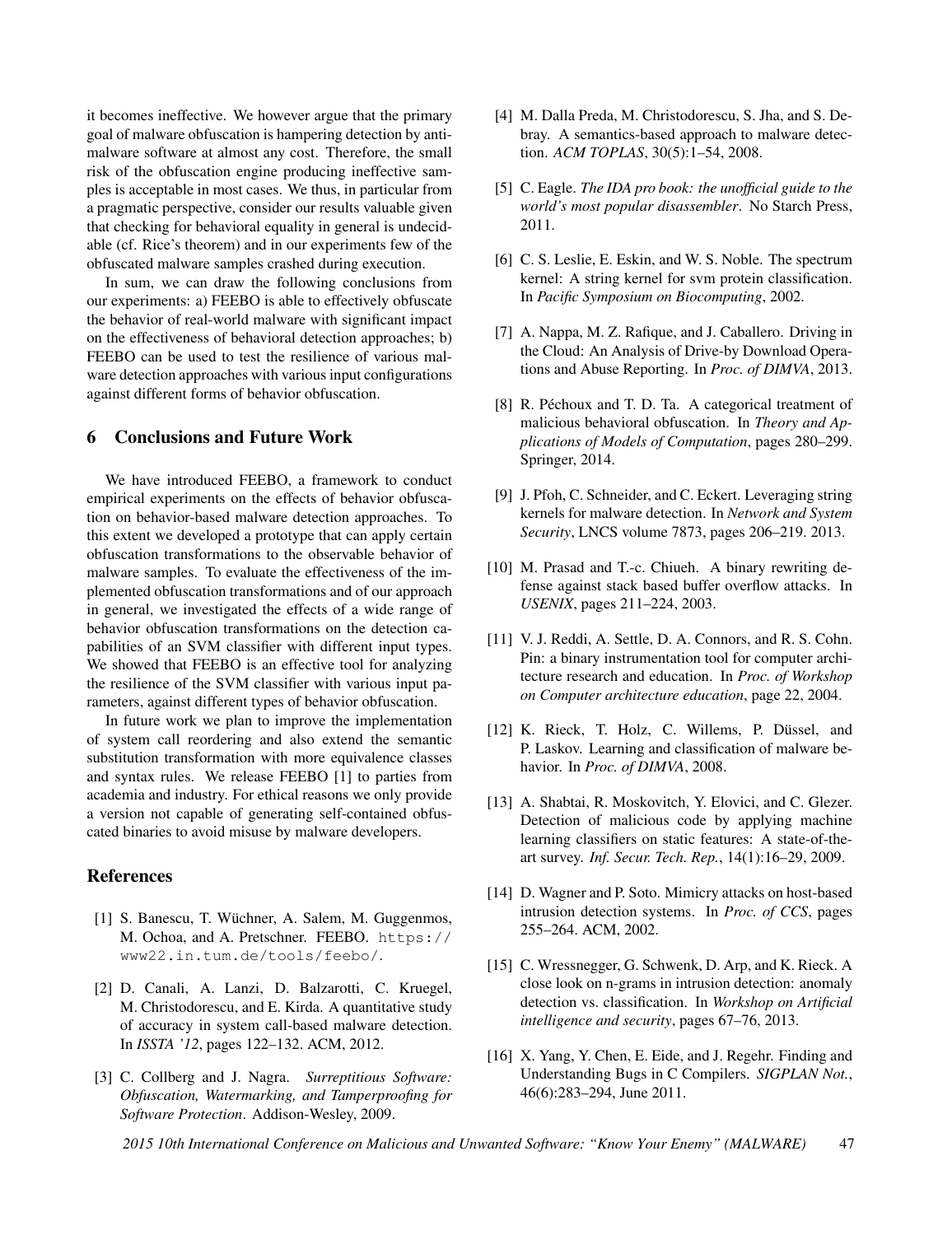it becomes ineffective. We however argue that the primary goal of malware obfuscation is hampering detection by anti-malware software at almost any cost. Therefore, the small risk of the obfuscation engine producing ineffective samples is acceptable in most cases. We thus, in particular from a pragmatic perspective, consider our results valuable given that checking for behavioral equality in general is undecidable (cf. Rice's theorem) and in our experiments few of the obfuscated malware samples crashed during execution.

In sum, we can draw the following conclusions from our experiments: a) FEEBO is able to effectively obfuscate the behavior of real-world malware with significant impact on the effectiveness of behavioral detection approaches; b) FEEBO can be used to test the resilience of various malware detection approaches with various input configurations against different forms of behavior obfuscation.

## 6 Conclusions and Future Work

We have introduced FEEBO, a framework to conduct empirical experiments on the effects of behavior obfuscation on behavior-based malware detection approaches. To this extent we developed a prototype that can apply certain obfuscation transformations to the observable behavior of malware samples. To evaluate the effectiveness of the implemented obfuscation transformations and of our approach in general, we investigated the effects of a wide range of behavior obfuscation transformations on the detection capabilities of an SVM classifier with different input types. We showed that FEEBO is an effective tool for analyzing the resilience of the SVM classifier with various input parameters, against different types of behavior obfuscation.

In future work we plan to improve the implementation of system call reordering and also extend the semantic substitution transformation with more equivalence classes and syntax rules. We release FEEBO [1] to parties from academia and industry. For ethical reasons we only provide a version not capable of generating self-contained obfuscated binaries to avoid misuse by malware developers.

## References

[1] S. Banescu, T. Wüchner, A. Salem, M. Guggenmos, M. Ochoa, and A. Pretschner. FEEBO. https://www22.in.tum.de/tools/feebo/.

[2] D. Canali, A. Lanzi, D. Balzarotti, C. Kruegel, M. Christodorescu, and E. Kirda. A quantitative study of accuracy in system call-based malware detection. In *ISSTA '12*, pages 122–132. ACM, 2012.

[3] C. Collberg and J. Nagra. *Surreptitious Software: Obfuscation, Watermarking, and Tamperproofing for Software Protection*. Addison-Wesley, 2009.

[4] M. Dalla Preda, M. Christodorescu, S. Jha, and S. Debray. A semantics-based approach to malware detection. *ACM TOPLAS*, 30(5):1–54, 2008.

[5] C. Eagle. *The IDA pro book: the unofficial guide to the world's most popular disassembler*. No Starch Press, 2011.

[6] C. S. Leslie, E. Eskin, and W. S. Noble. The spectrum kernel: A string kernel for svm protein classification. In *Pacific Symposium on Biocomputing*, 2002.

[7] A. Nappa, M. Z. Rafique, and J. Caballero. Driving in the Cloud: An Analysis of Drive-by Download Operations and Abuse Reporting. In *Proc. of DIMVA*, 2013.

[8] R. Péchoux and T. D. Ta. A categorical treatment of malicious behavioral obfuscation. In *Theory and Applications of Models of Computation*, pages 280–299. Springer, 2014.

[9] J. Pfoh, C. Schneider, and C. Eckert. Leveraging string kernels for malware detection. In *Network and System Security*, LNCS volume 7873, pages 206–219. 2013.

[10] M. Prasad and T.-c. Chiueh. A binary rewriting defense against stack based buffer overflow attacks. In *USENIX*, pages 211–224, 2003.

[11] V. J. Reddi, A. Settle, D. A. Connors, and R. S. Cohn. Pin: a binary instrumentation tool for computer architecture research and education. In *Proc. of Workshop on Computer architecture education*, page 22, 2004.

[12] K. Rieck, T. Holz, C. Willems, P. Düssel, and P. Laskov. Learning and classification of malware behavior. In *Proc. of DIMVA*, 2008.

[13] A. Shabtai, R. Moskovitch, Y. Elovici, and C. Glezer. Detection of malicious code by applying machine learning classifiers on static features: A state-of-the-art survey. *Inf. Secur. Tech. Rep.*, 14(1):16–29, 2009.

[14] D. Wagner and P. Soto. Mimicry attacks on host-based intrusion detection systems. In *Proc. of CCS*, pages 255–264. ACM, 2002.

[15] C. Wressnegger, G. Schwenk, D. Arp, and K. Rieck. A close look on n-grams in intrusion detection: anomaly detection vs. classification. In *Workshop on Artificial intelligence and security*, pages 67–76, 2013.

[16] X. Yang, Y. Chen, E. Eide, and J. Regehr. Finding and Understanding Bugs in C Compilers. *SIGPLAN Not.*, 46(6):283–294, June 2011.